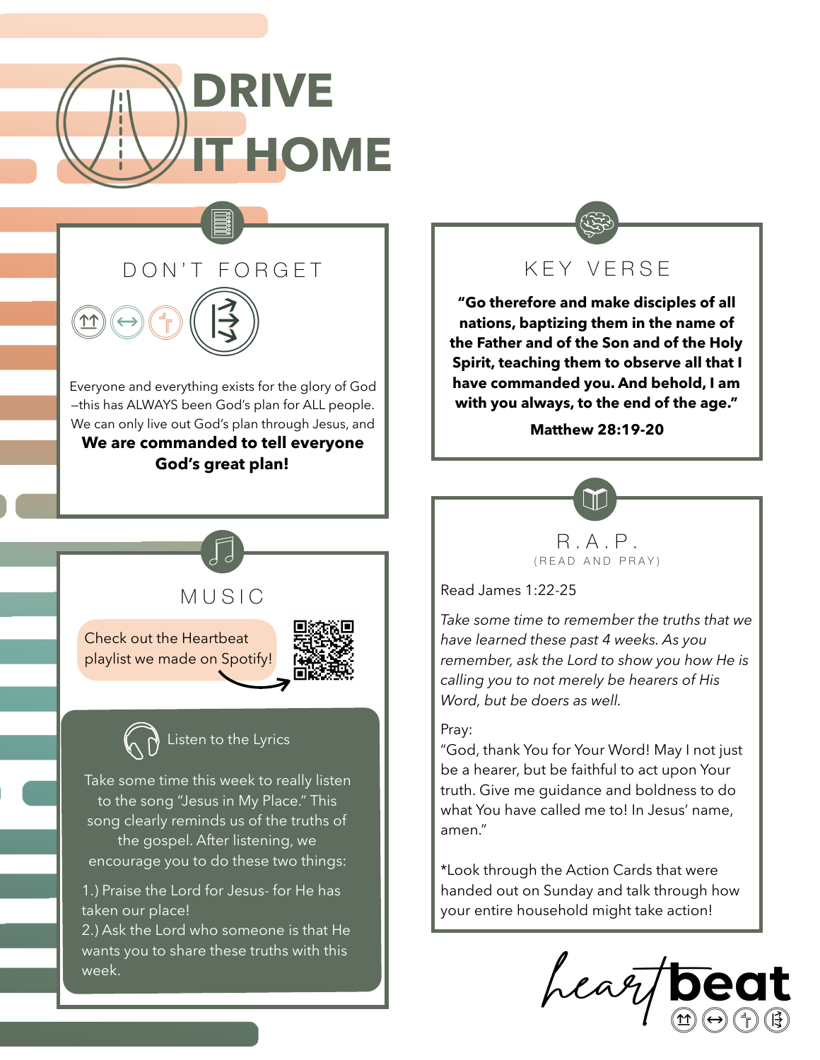# DRIVE IT HOME

## DON'T FORGET

Everyone and everything exists for the glory of God—this has ALWAYS been God's plan for ALL people. We can only live out God's plan through Jesus, and

**We are commanded to tell everyone God's great plan!**

## MUSIC

Check out the Heartbeat playlist we made on Spotify!

### Listen to the Lyrics

Take some time this week to really listen to the song "Jesus in My Place." This song clearly reminds us of the truths of the gospel. After listening, we encourage you to do these two things:

1.) Praise the Lord for Jesus- for He has taken our place!
2.) Ask the Lord who someone is that He wants you to share these truths with this week.

## KEY VERSE

**"Go therefore and make disciples of all nations, baptizing them in the name of the Father and of the Son and of the Holy Spirit, teaching them to observe all that I have commanded you. And behold, I am with you always, to the end of the age."**

**Matthew 28:19-20**

## R.A.P.

(READ AND PRAY)

Read James 1:22-25

*Take some time to remember the truths that we have learned these past 4 weeks. As you remember, ask the Lord to show you how He is calling you to not merely be hearers of His Word, but be doers as well.*

Pray:
"God, thank You for Your Word! May I not just be a hearer, but be faithful to act upon Your truth. Give me guidance and boldness to do what You have called me to! In Jesus' name, amen."

*Look through the Action Cards that were handed out on Sunday and talk through how your entire household might take action!

heartbeat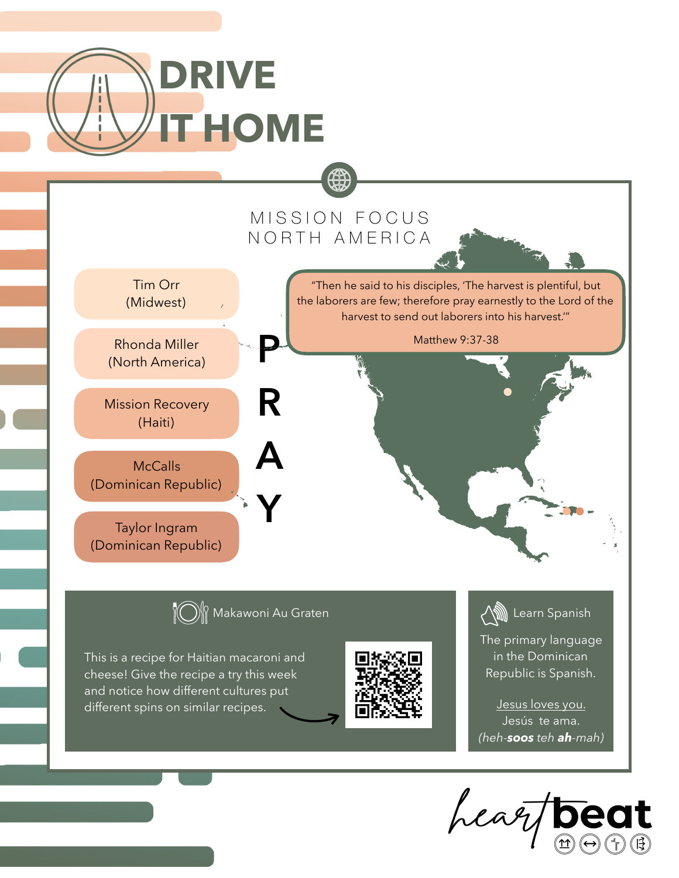# DRIVE IT HOME

## MISSION FOCUS NORTH AMERICA

**PRAY**

- Tim Orr (Midwest)
- Rhonda Miller (North America)
- Mission Recovery (Haiti)
- McCalls (Dominican Republic)
- Taylor Ingram (Dominican Republic)

"Then he said to his disciples, 'The harvest is plentiful, but the laborers are few; therefore pray earnestly to the Lord of the harvest to send out laborers into his harvest.'"

Matthew 9:37-38

### Makawoni Au Graten

This is a recipe for Haitian macaroni and cheese! Give the recipe a try this week and notice how different cultures put different spins on similar recipes.

### Learn Spanish

The primary language in the Dominican Republic is Spanish.

Jesus loves you.
Jesús te ama.
*(heh-**soos** teh **ah**-mah)*

heartbeat